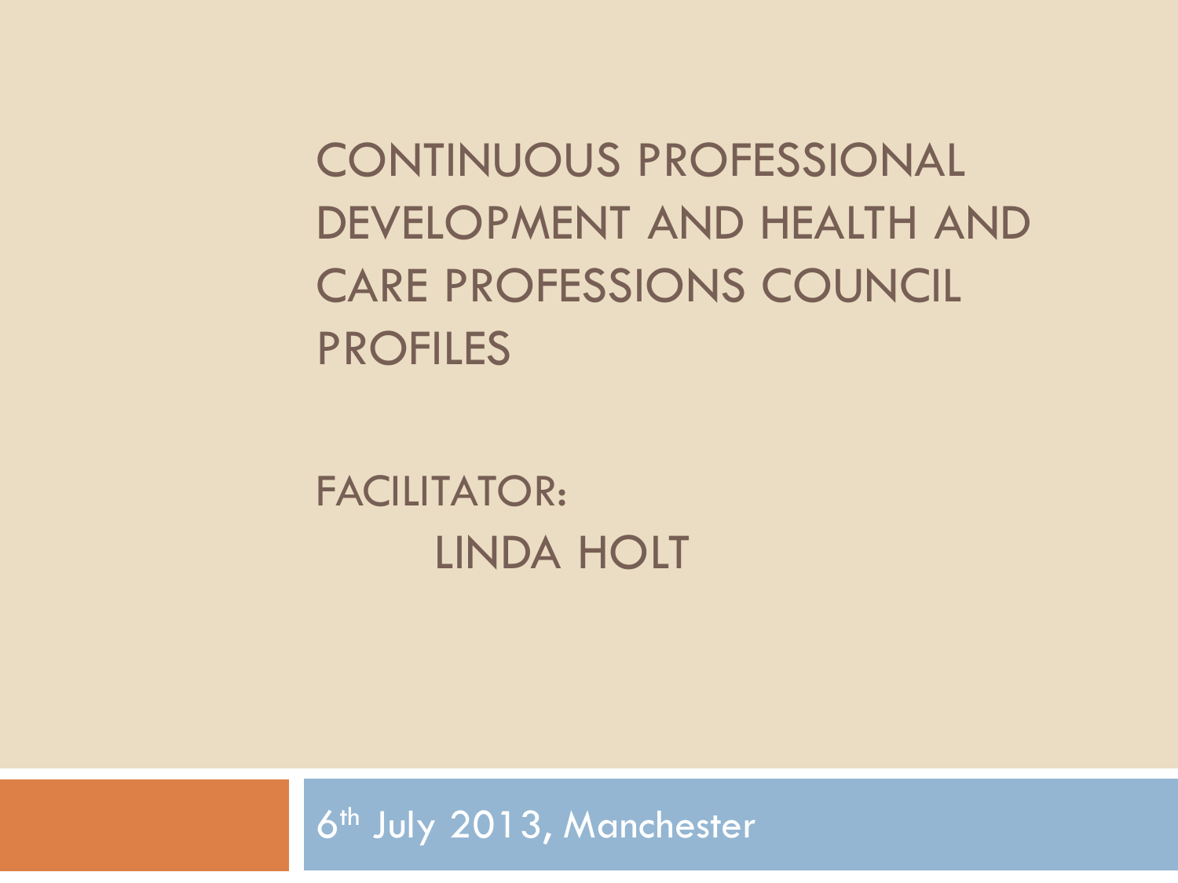# CONTINUOUS PROFESSIONAL DEVELOPMENT AND HEALTH AND CARE PROFESSIONS COUNCIL PROFILES

FACILITATOR:

LINDA HOLT

6th July 2013, Manchester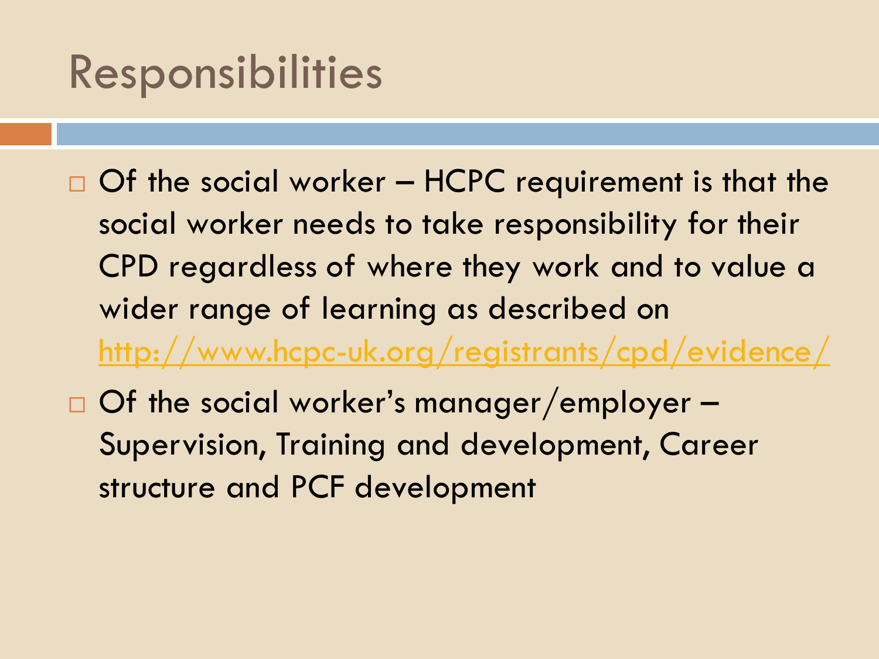# Responsibilities

- Of the social worker – HCPC requirement is that the social worker needs to take responsibility for their CPD regardless of where they work and to value a wider range of learning as described on http://www.hcpc-uk.org/registrants/cpd/evidence/
- Of the social worker's manager/employer – Supervision, Training and development, Career structure and PCF development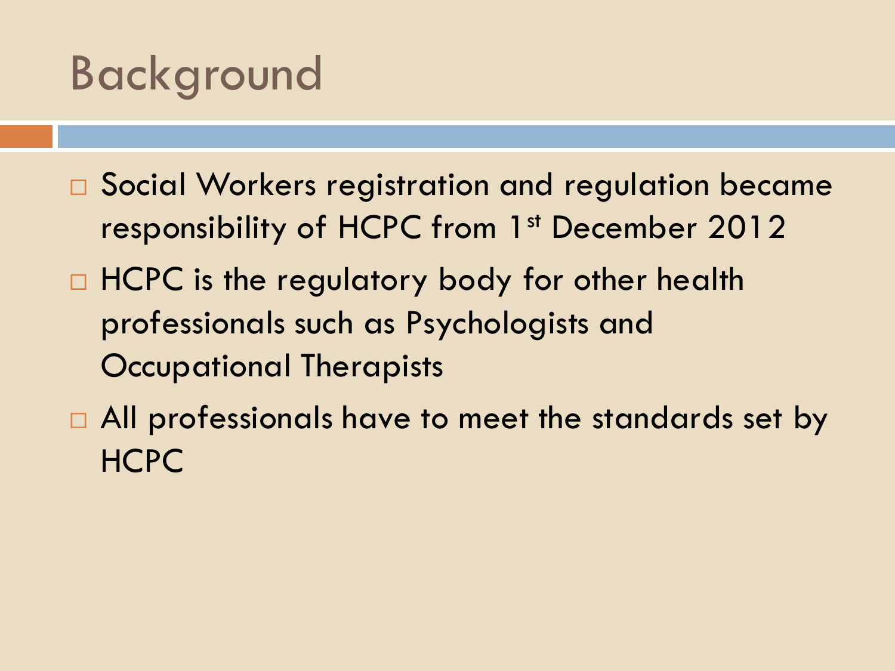# Background

- Social Workers registration and regulation became responsibility of HCPC from 1st December 2012
- HCPC is the regulatory body for other health professionals such as Psychologists and Occupational Therapists
- All professionals have to meet the standards set by HCPC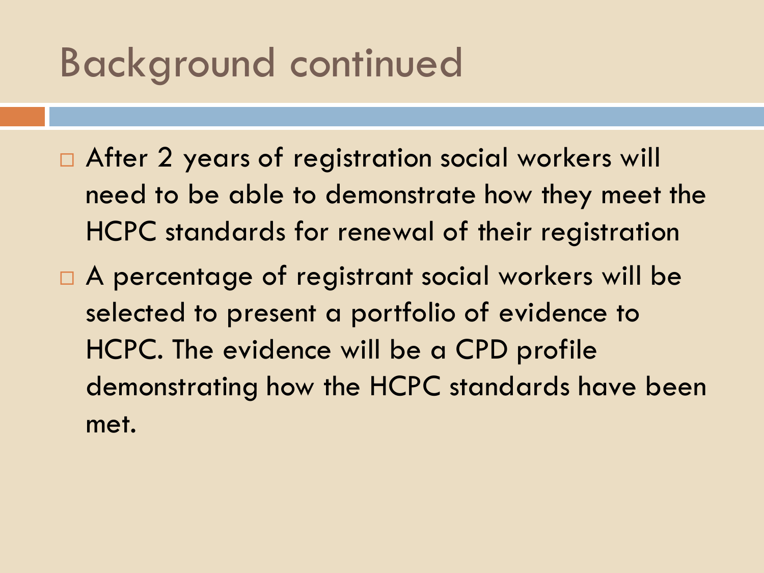# Background continued

- After 2 years of registration social workers will need to be able to demonstrate how they meet the HCPC standards for renewal of their registration
- A percentage of registrant social workers will be selected to present a portfolio of evidence to HCPC. The evidence will be a CPD profile demonstrating how the HCPC standards have been met.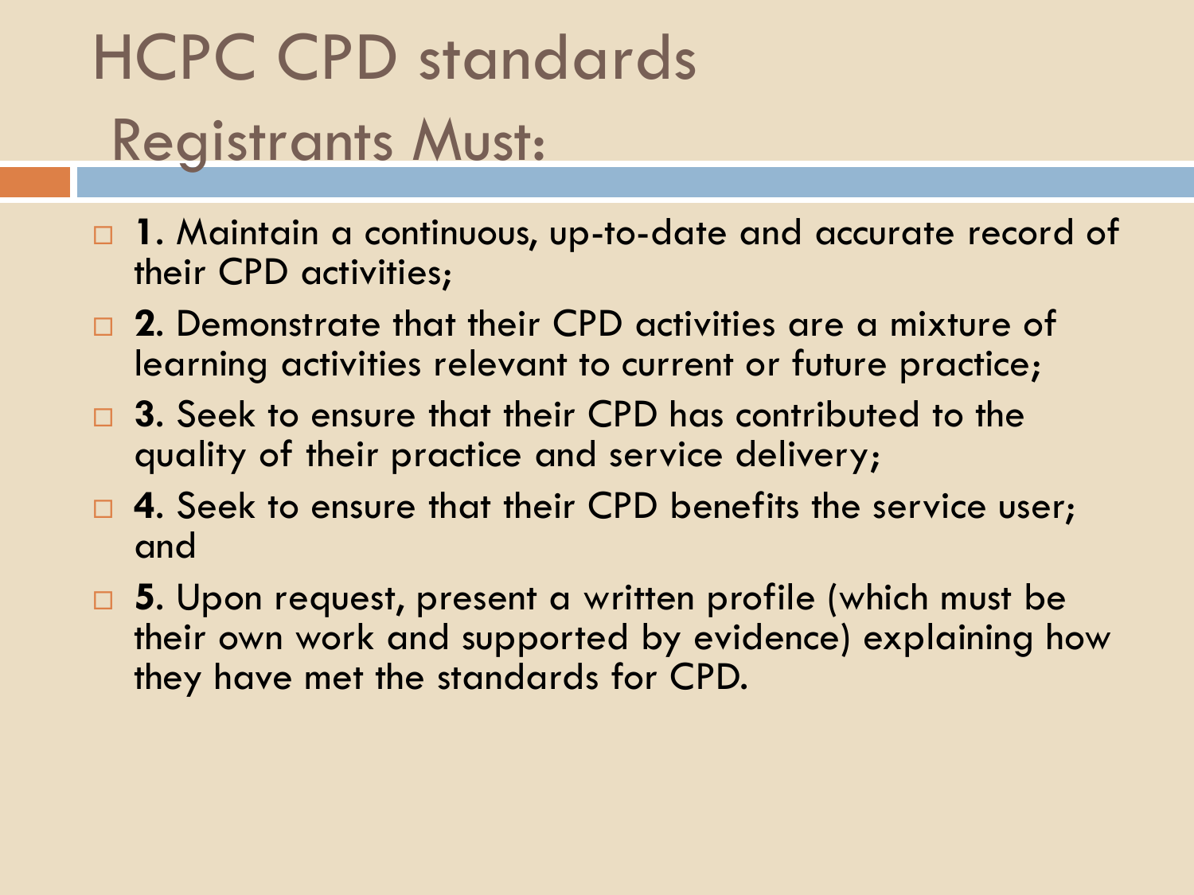# HCPC CPD standards

## Registrants Must:

- **1**. Maintain a continuous, up-to-date and accurate record of their CPD activities;
- **2**. Demonstrate that their CPD activities are a mixture of learning activities relevant to current or future practice;
- **3**. Seek to ensure that their CPD has contributed to the quality of their practice and service delivery;
- **4**. Seek to ensure that their CPD benefits the service user; and
- **5**. Upon request, present a written profile (which must be their own work and supported by evidence) explaining how they have met the standards for CPD.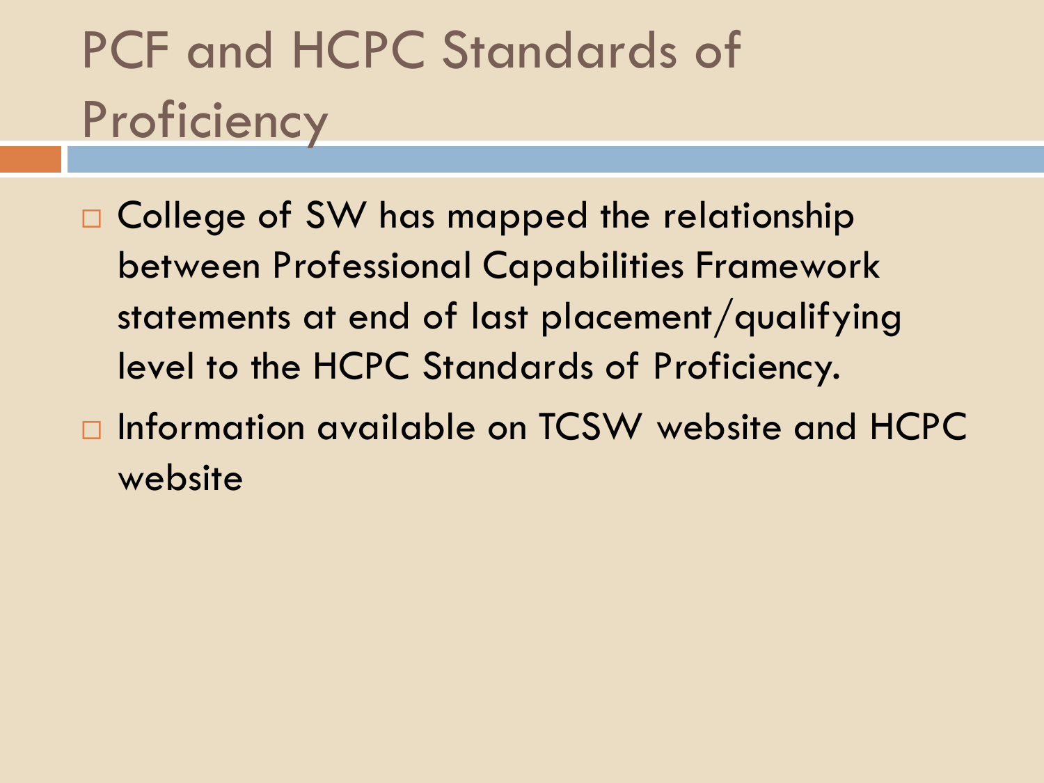# PCF and HCPC Standards of Proficiency

- College of SW has mapped the relationship between Professional Capabilities Framework statements at end of last placement/qualifying level to the HCPC Standards of Proficiency.
- Information available on TCSW website and HCPC website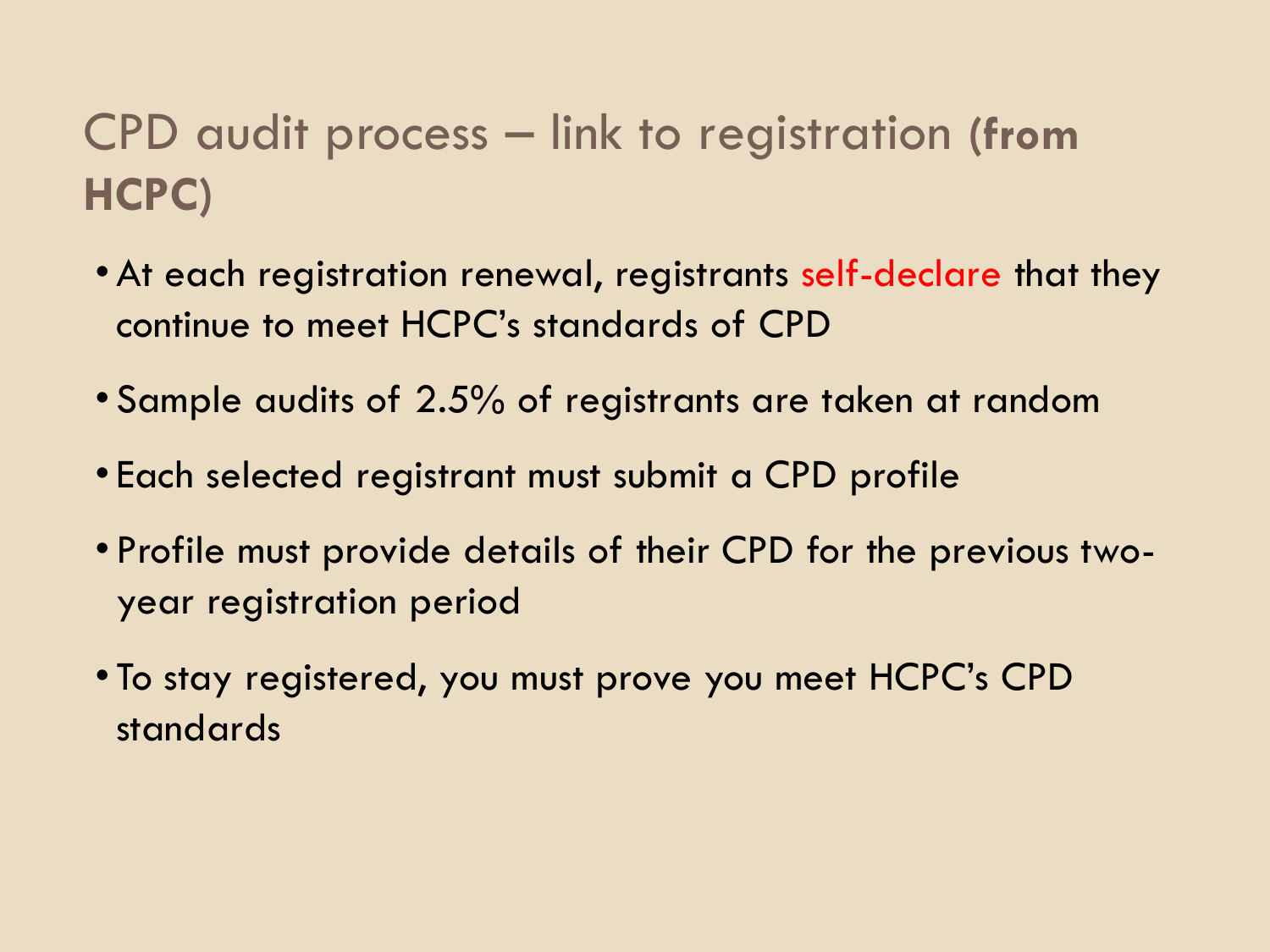## CPD audit process – link to registration (**from HCPC**)

- At each registration renewal, registrants self-declare that they continue to meet HCPC's standards of CPD
- Sample audits of 2.5% of registrants are taken at random
- Each selected registrant must submit a CPD profile
- Profile must provide details of their CPD for the previous two-year registration period
- To stay registered, you must prove you meet HCPC's CPD standards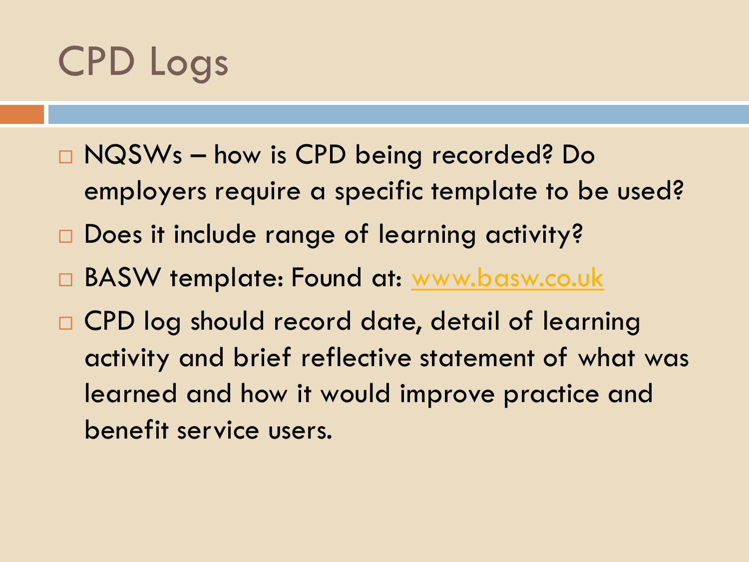# CPD Logs

- NQSWs – how is CPD being recorded? Do employers require a specific template to be used?
- Does it include range of learning activity?
- BASW template: Found at: [www.basw.co.uk](http://www.basw.co.uk)
- CPD log should record date, detail of learning activity and brief reflective statement of what was learned and how it would improve practice and benefit service users.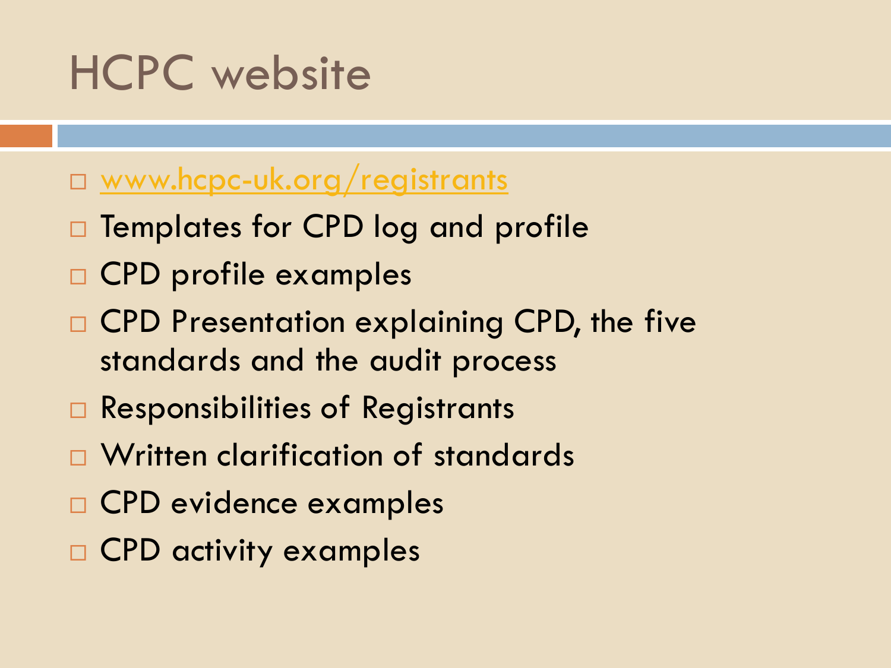# HCPC website

- www.hcpc-uk.org/registrants
- Templates for CPD log and profile
- CPD profile examples
- CPD Presentation explaining CPD, the five standards and the audit process
- Responsibilities of Registrants
- Written clarification of standards
- CPD evidence examples
- CPD activity examples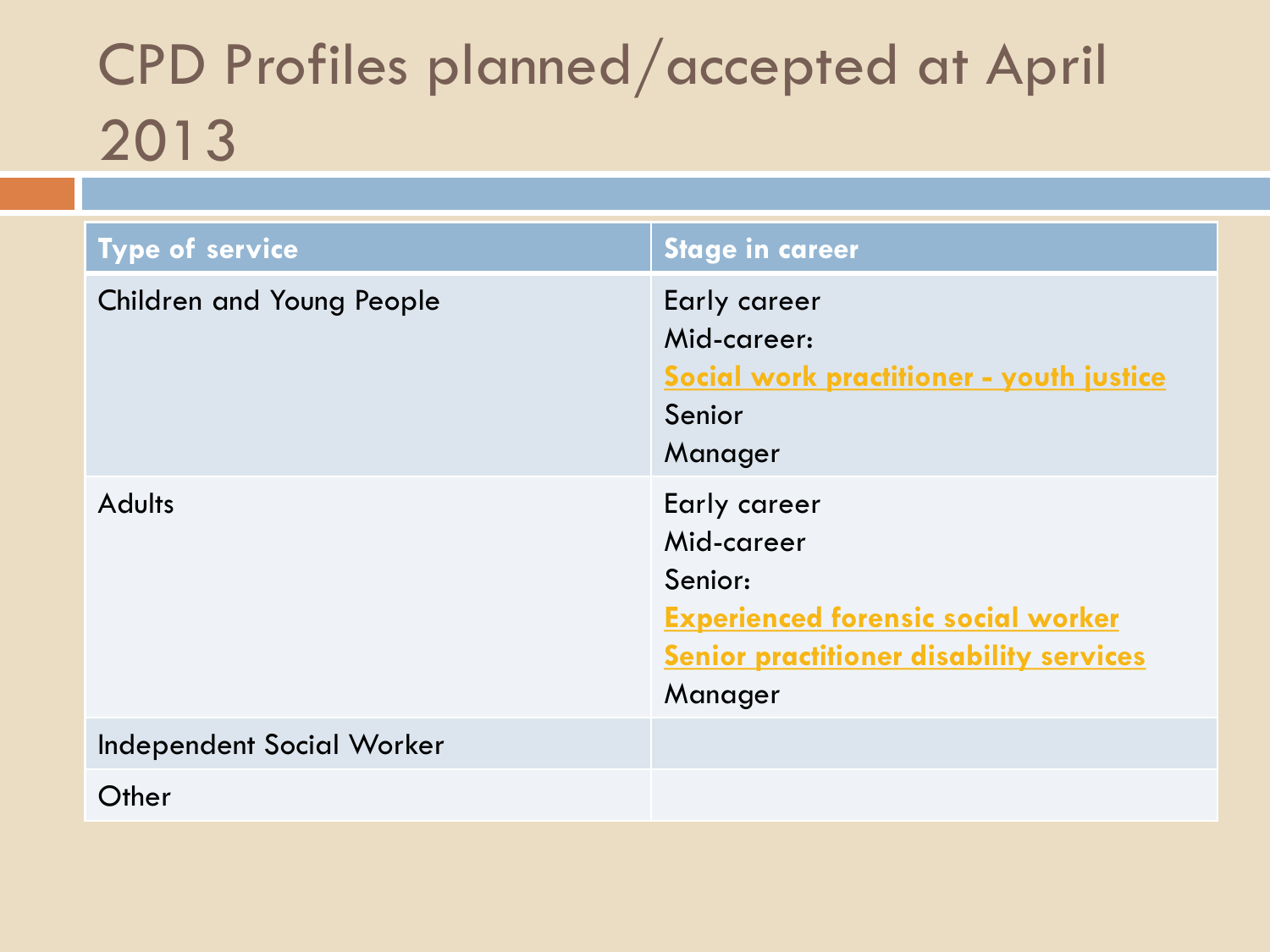# CPD Profiles planned/accepted at April 2013

| Type of service | Stage in career |
| --- | --- |
| Children and Young People | Early career<br>Mid-career:<br>**Social work practitioner - youth justice**<br>Senior<br>Manager |
| Adults | Early career<br>Mid-career<br>Senior:<br>**Experienced forensic social worker**<br>**Senior practitioner disability services**<br>Manager |
| Independent Social Worker | |
| Other | |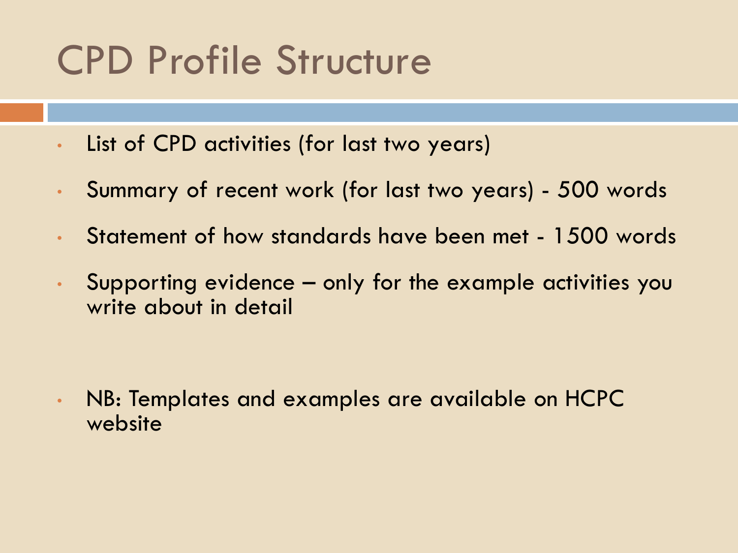# CPD Profile Structure

- List of CPD activities (for last two years)
- Summary of recent work (for last two years) - 500 words
- Statement of how standards have been met - 1500 words
- Supporting evidence – only for the example activities you write about in detail

- NB: Templates and examples are available on HCPC website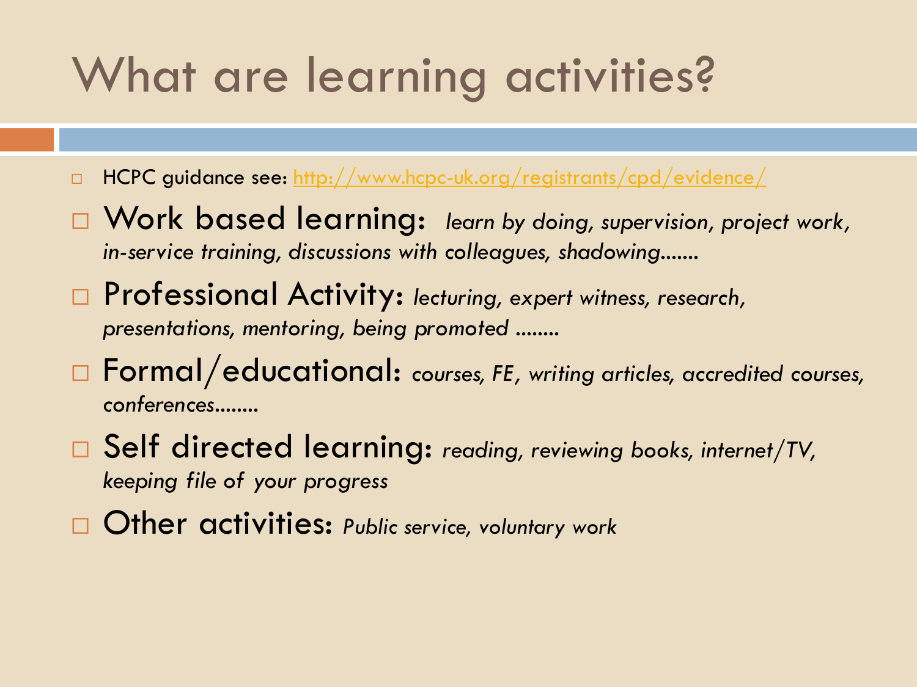# What are learning activities?

- HCPC guidance see: [http://www.hcpc-uk.org/registrants/cpd/evidence/](http://www.hcpc-uk.org/registrants/cpd/evidence/)
- Work based learning: *learn by doing, supervision, project work, in-service training, discussions with colleagues, shadowing.......*
- Professional Activity: *lecturing, expert witness, research, presentations, mentoring, being promoted ........*
- Formal/educational: *courses, FE, writing articles, accredited courses, conferences........*
- Self directed learning: *reading, reviewing books, internet/TV, keeping file of your progress*
- Other activities: *Public service, voluntary work*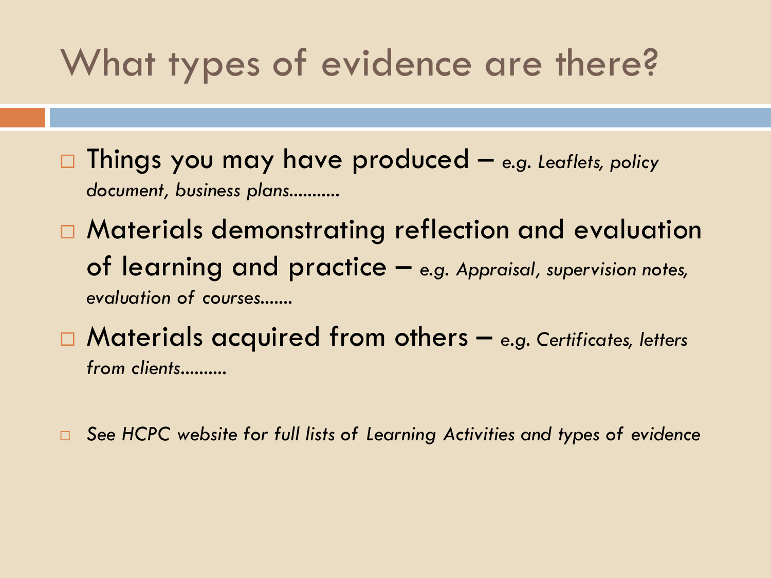# What types of evidence are there?

- Things you may have produced – *e.g. Leaflets, policy document, business plans...........*
- Materials demonstrating reflection and evaluation of learning and practice – *e.g. Appraisal, supervision notes, evaluation of courses.......*
- Materials acquired from others – *e.g. Certificates, letters from clients..........*

- *See HCPC website for full lists of Learning Activities and types of evidence*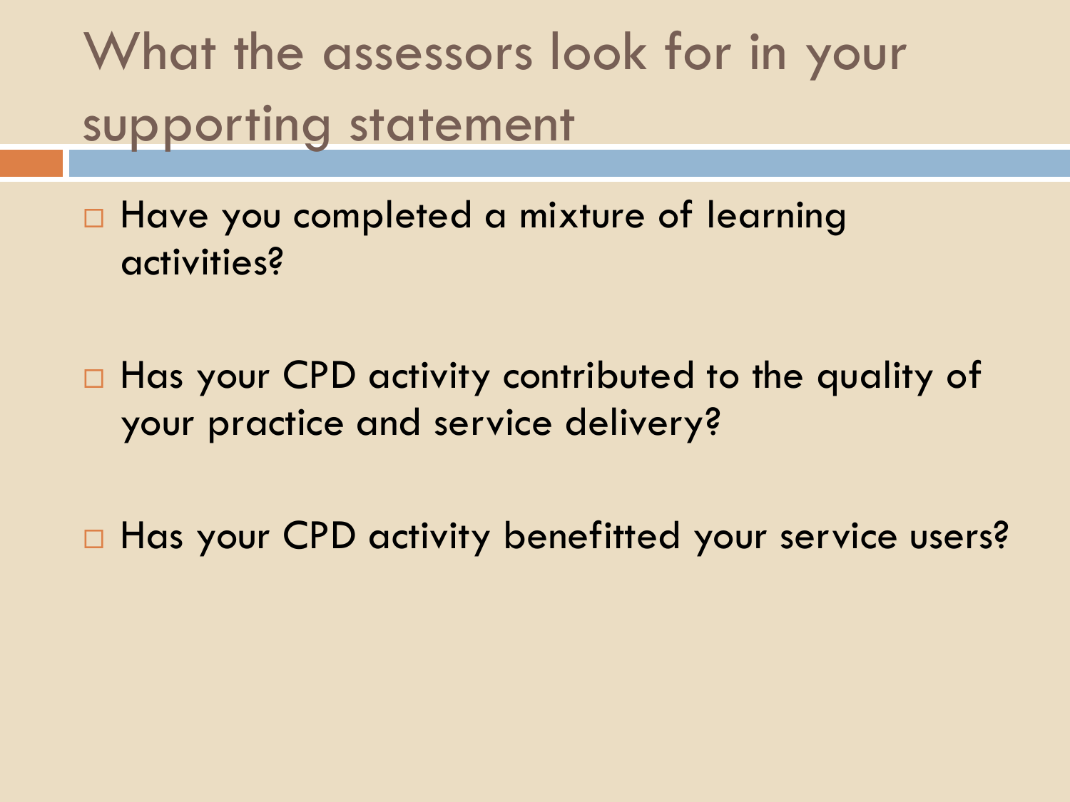# What the assessors look for in your supporting statement

- Have you completed a mixture of learning activities?
- Has your CPD activity contributed to the quality of your practice and service delivery?
- Has your CPD activity benefitted your service users?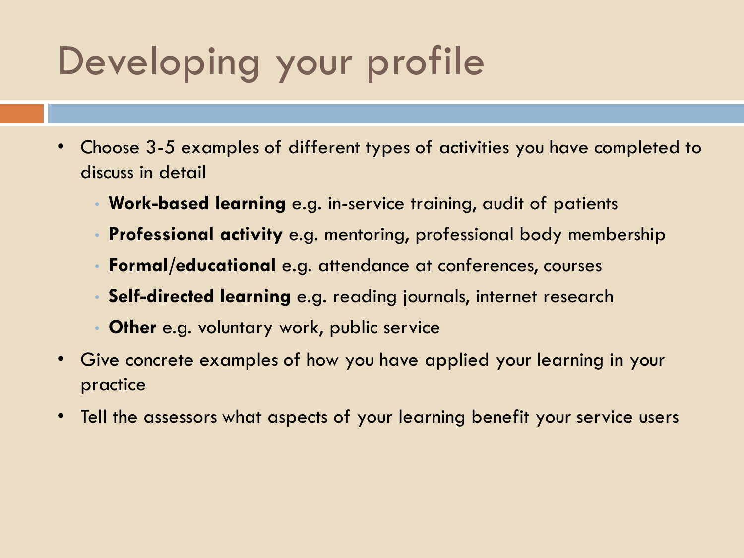# Developing your profile

- Choose 3-5 examples of different types of activities you have completed to discuss in detail
  - **Work-based learning** e.g. in-service training, audit of patients
  - **Professional activity** e.g. mentoring, professional body membership
  - **Formal/educational** e.g. attendance at conferences, courses
  - **Self-directed learning** e.g. reading journals, internet research
  - **Other** e.g. voluntary work, public service
- Give concrete examples of how you have applied your learning in your practice
- Tell the assessors what aspects of your learning benefit your service users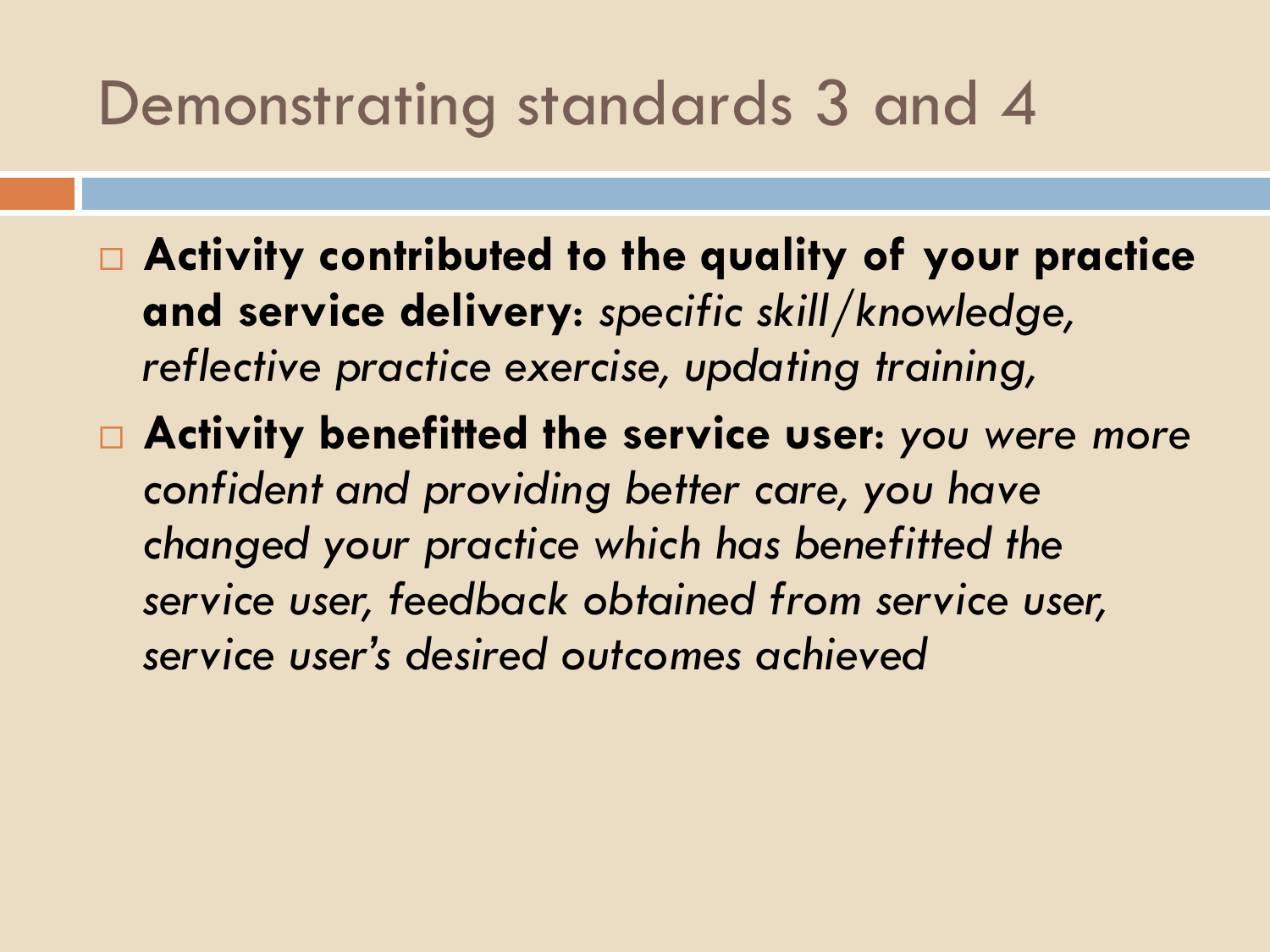# Demonstrating standards 3 and 4

- **Activity contributed to the quality of your practice and service delivery:** *specific skill/knowledge, reflective practice exercise, updating training,*
- **Activity benefitted the service user:** *you were more confident and providing better care, you have changed your practice which has benefitted the service user, feedback obtained from service user, service user's desired outcomes achieved*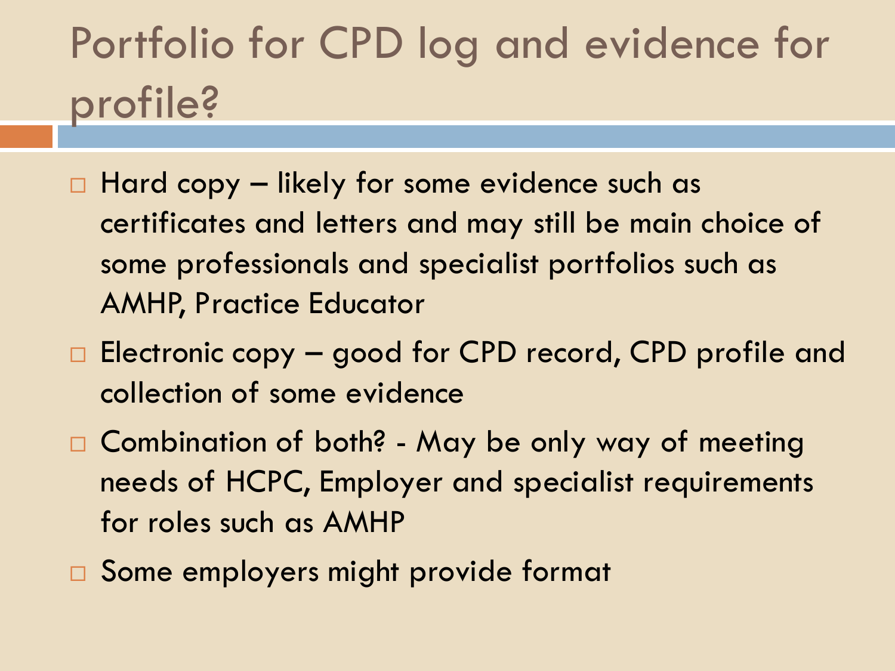# Portfolio for CPD log and evidence for profile?

- Hard copy – likely for some evidence such as certificates and letters and may still be main choice of some professionals and specialist portfolios such as AMHP, Practice Educator
- Electronic copy – good for CPD record, CPD profile and collection of some evidence
- Combination of both? - May be only way of meeting needs of HCPC, Employer and specialist requirements for roles such as AMHP
- Some employers might provide format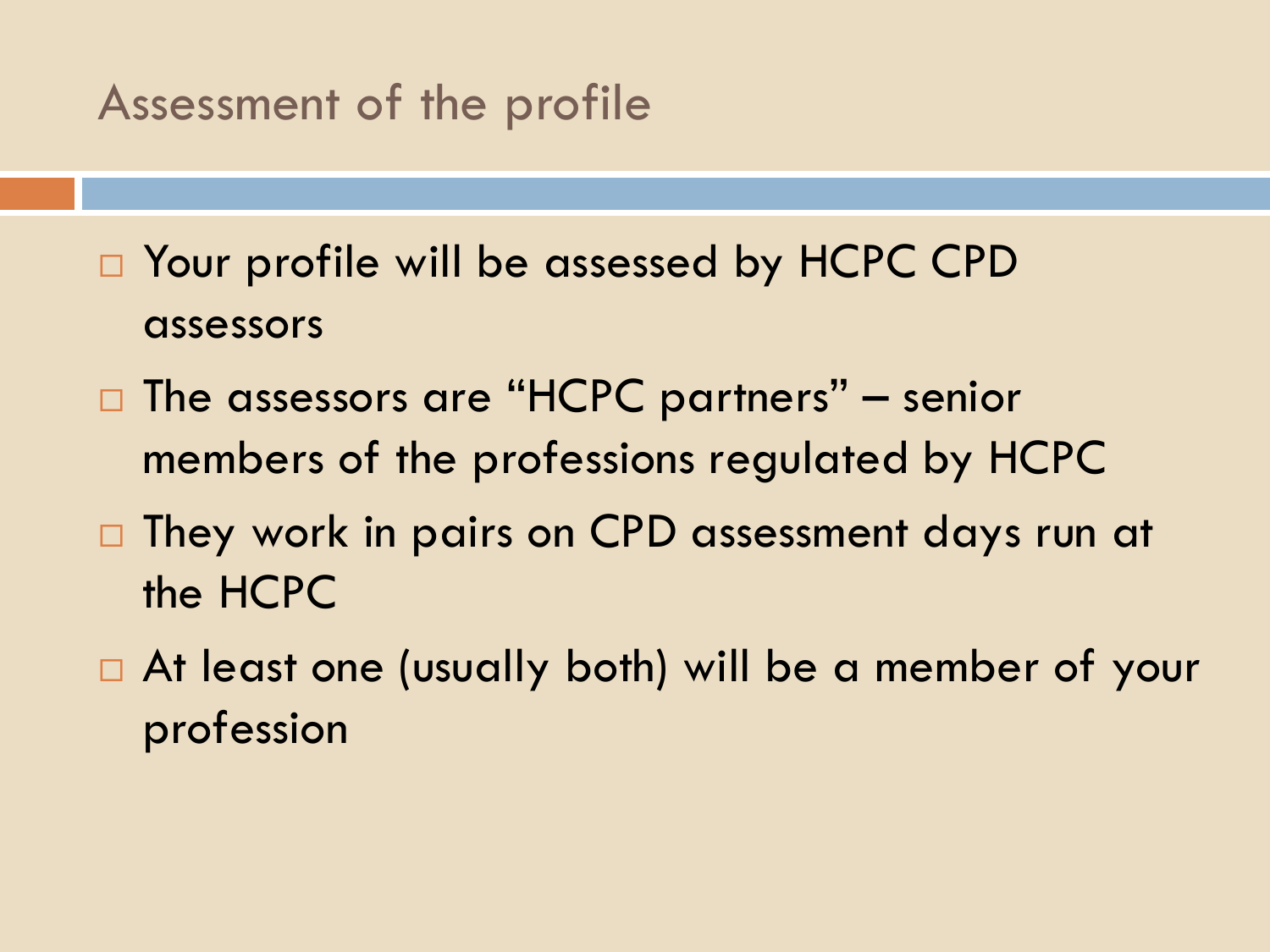## Assessment of the profile

- Your profile will be assessed by HCPC CPD assessors
- The assessors are "HCPC partners" – senior members of the professions regulated by HCPC
- They work in pairs on CPD assessment days run at the HCPC
- At least one (usually both) will be a member of your profession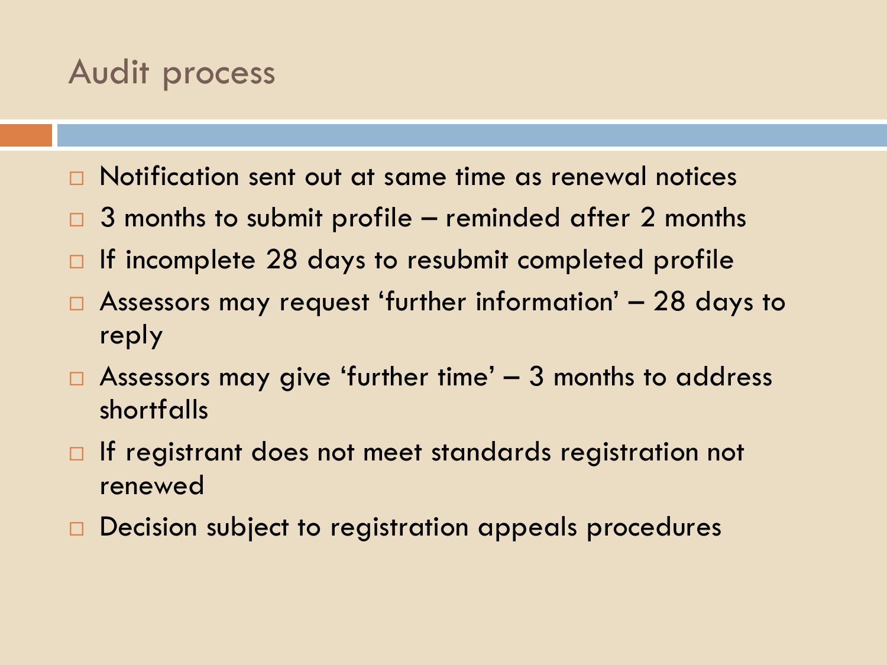# Audit process

- Notification sent out at same time as renewal notices
- 3 months to submit profile – reminded after 2 months
- If incomplete 28 days to resubmit completed profile
- Assessors may request 'further information' – 28 days to reply
- Assessors may give 'further time' – 3 months to address shortfalls
- If registrant does not meet standards registration not renewed
- Decision subject to registration appeals procedures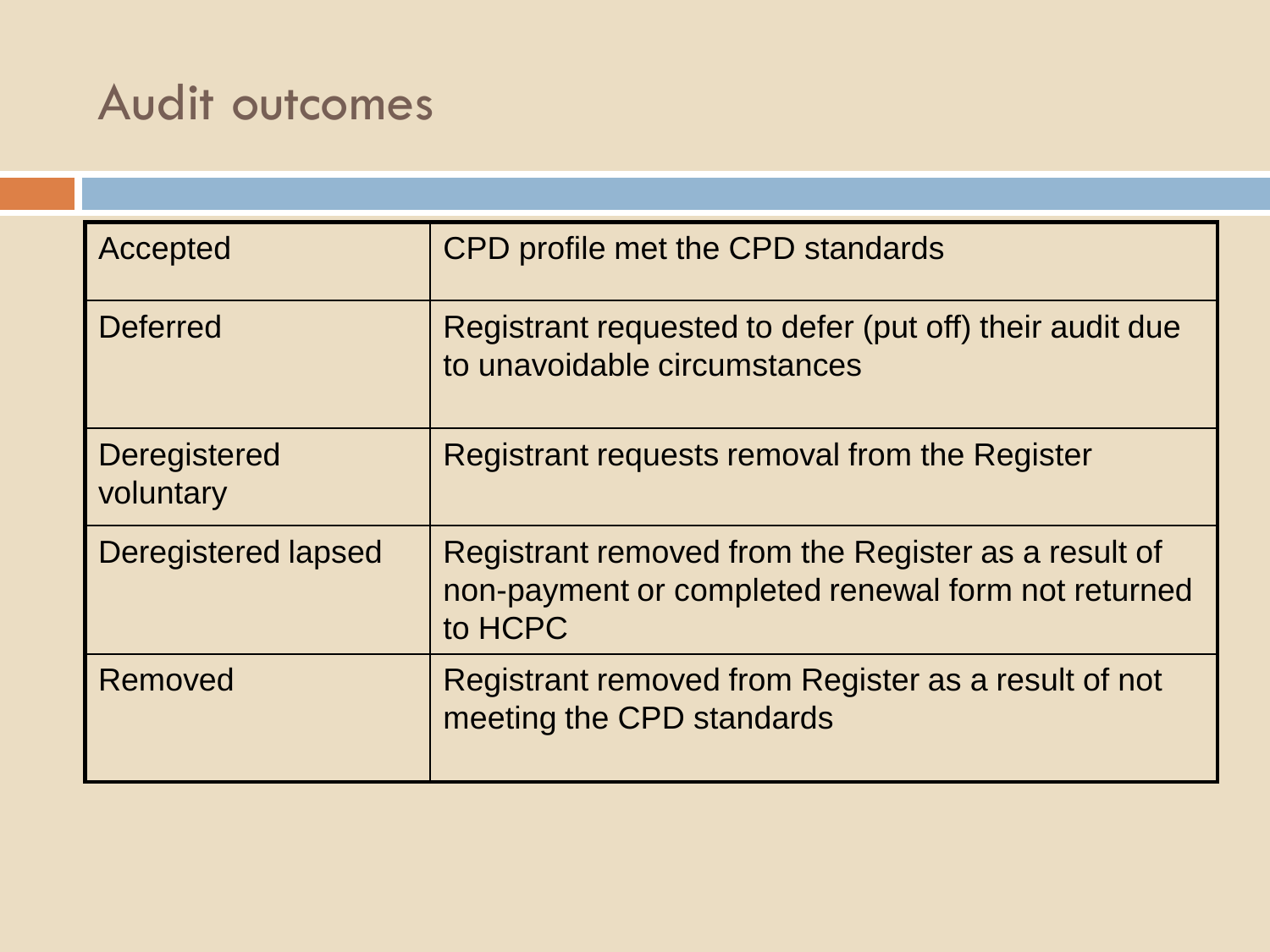# Audit outcomes

| | |
|---|---|
| Accepted | CPD profile met the CPD standards |
| Deferred | Registrant requested to defer (put off) their audit due to unavoidable circumstances |
| Deregistered voluntary | Registrant requests removal from the Register |
| Deregistered lapsed | Registrant removed from the Register as a result of non-payment or completed renewal form not returned to HCPC |
| Removed | Registrant removed from Register as a result of not meeting the CPD standards |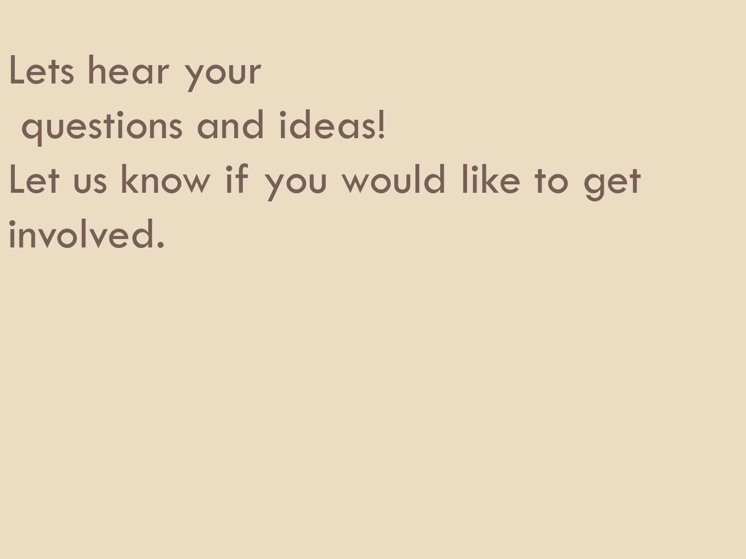Lets hear your questions and ideas!

Let us know if you would like to get involved.